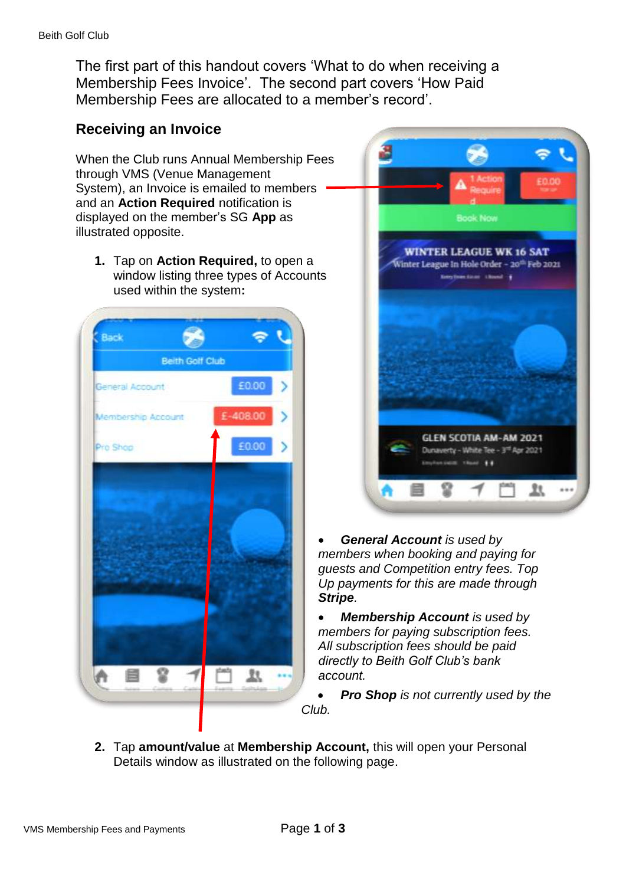The first part of this handout covers 'What to do when receiving a Membership Fees Invoice'. The second part covers 'How Paid Membership Fees are allocated to a member's record'.

## Receiving an Invoice

When the Club runs Annual Membership Fees through VMS (Venue Management System), an Invoice is emailed to members and an **Action Required** notification is displayed on the member's SG **App** as illustrated opposite.

1. Tap on **Action Required,** to open a window listing three types of Accounts used within the system**:**

- ***General Account*** *is used by members when booking and paying for guests and Competition entry fees. Top Up payments for this are made through* ***Stripe****.*
- ***Membership Account*** *is used by members for paying subscription fees. All subscription fees should be paid directly to Beith Golf Club's bank account.*
- ***Pro Shop*** *is not currently used by the Club.*

2. Tap **amount/value** at **Membership Account,** this will open your Personal Details window as illustrated on the following page.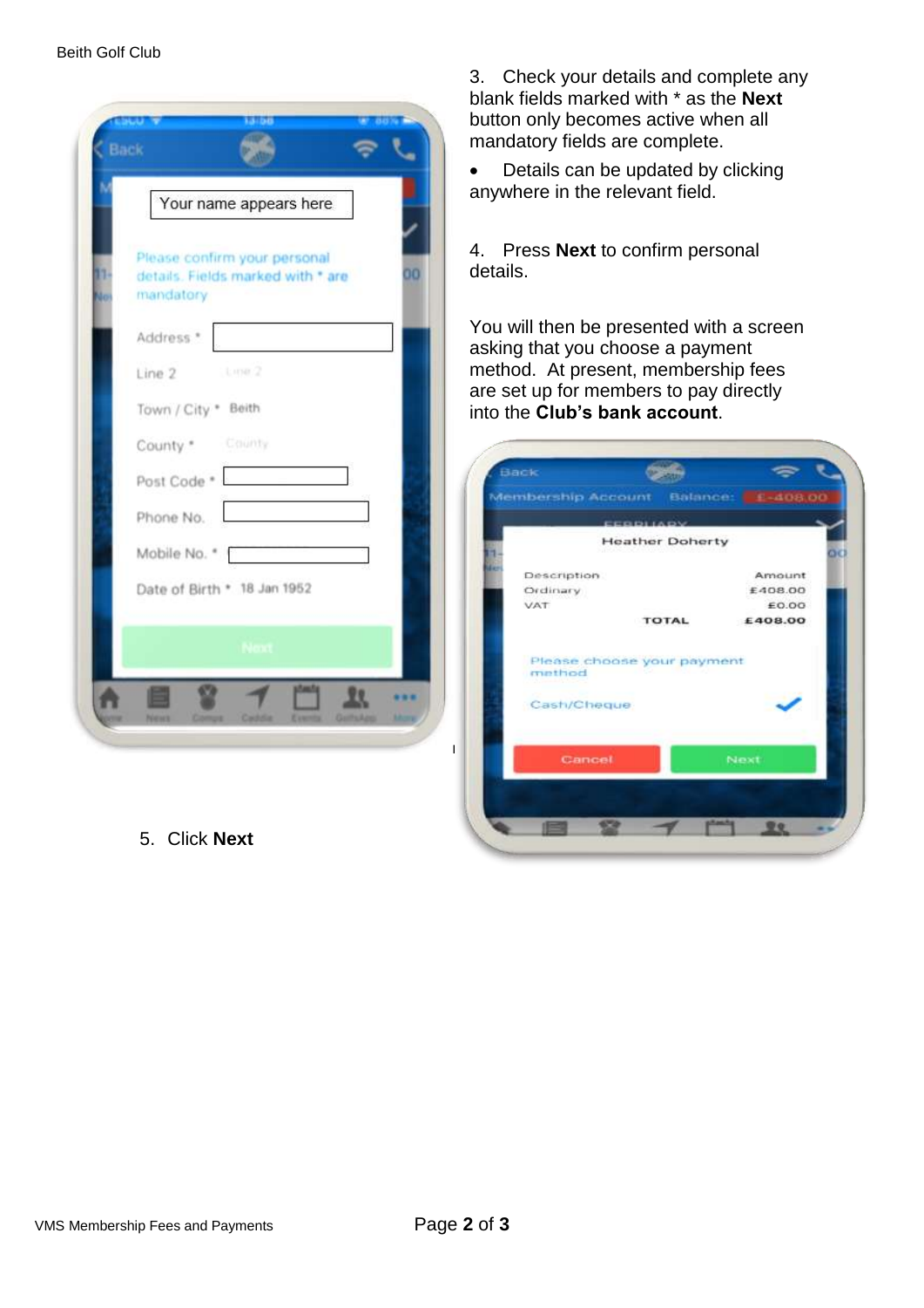3. Check your details and complete any blank fields marked with * as the **Next** button only becomes active when all mandatory fields are complete.

- Details can be updated by clicking anywhere in the relevant field.

4. Press **Next** to confirm personal details.

You will then be presented with a screen asking that you choose a payment method. At present, membership fees are set up for members to pay directly into the **Club's bank account**.

5. Click **Next**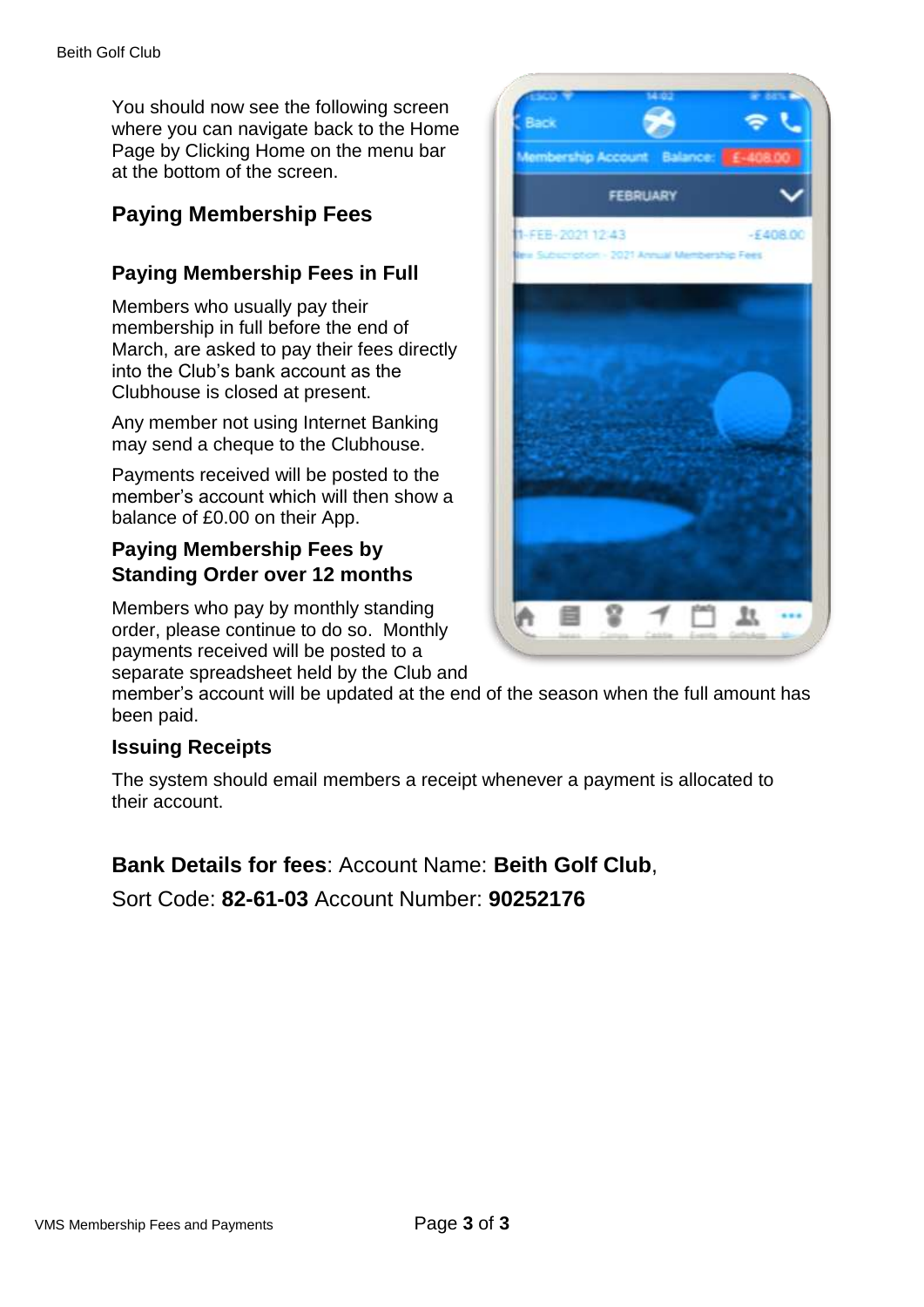You should now see the following screen where you can navigate back to the Home Page by Clicking Home on the menu bar at the bottom of the screen.

## Paying Membership Fees

### Paying Membership Fees in Full

Members who usually pay their membership in full before the end of March, are asked to pay their fees directly into the Club's bank account as the Clubhouse is closed at present.

Any member not using Internet Banking may send a cheque to the Clubhouse.

Payments received will be posted to the member's account which will then show a balance of £0.00 on their App.

### Paying Membership Fees by Standing Order over 12 months

Members who pay by monthly standing order, please continue to do so. Monthly payments received will be posted to a separate spreadsheet held by the Club and member's account will be updated at the end of the season when the full amount has been paid.

### Issuing Receipts

The system should email members a receipt whenever a payment is allocated to their account.

**Bank Details for fees**: Account Name: **Beith Golf Club**,

Sort Code: **82-61-03** Account Number: **90252176**